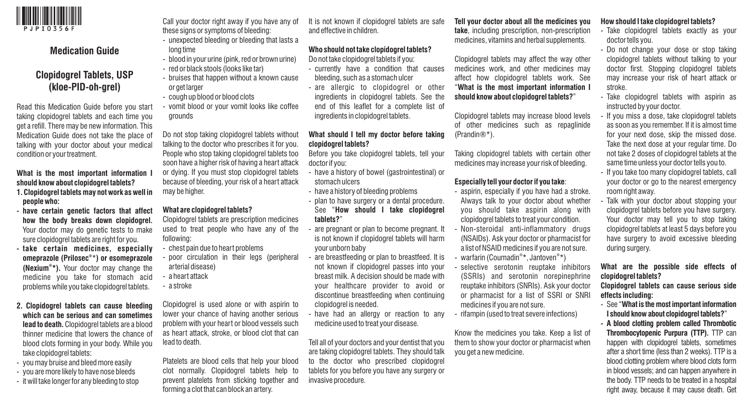PJPI0356F

## Medication Guide

# Clopidogrel Tablets, USP
## (kloe-PID-oh-grel)

Read this Medication Guide before you start taking clopidogrel tablets and each time you get a refill. There may be new information. This Medication Guide does not take the place of talking with your doctor about your medical condition or your treatment.

**What is the most important information I should know about clopidogrel tablets?**

**1. Clopidogrel tablets may not work as well in people who:**

- **have certain genetic factors that affect how the body breaks down clopidogrel.** Your doctor may do genetic tests to make sure clopidogrel tablets are right for you.
- **take certain medicines, especially omeprazole (Prilosec®*) or esomeprazole (Nexium®*).** Your doctor may change the medicine you take for stomach acid problems while you take clopidogrel tablets.

**2. Clopidogrel tablets can cause bleeding which can be serious and can sometimes lead to death.** Clopidogrel tablets are a blood thinner medicine that lowers the chance of blood clots forming in your body. While you take clopidogrel tablets:

- you may bruise and bleed more easily
- you are more likely to have nose bleeds
- it will take longer for any bleeding to stop

Call your doctor right away if you have any of these signs or symptoms of bleeding:

- unexpected bleeding or bleeding that lasts a long time
- blood in your urine (pink, red or brown urine)
- red or black stools (looks like tar)
- bruises that happen without a known cause or get larger
- cough up blood or blood clots
- vomit blood or your vomit looks like coffee grounds

Do not stop taking clopidogrel tablets without talking to the doctor who prescribes it for you. People who stop taking clopidogrel tablets too soon have a higher risk of having a heart attack or dying. If you must stop clopidogrel tablets because of bleeding, your risk of a heart attack may be higher.

**What are clopidogrel tablets?**

Clopidogrel tablets are prescription medicines used to treat people who have any of the following:

- chest pain due to heart problems
- poor circulation in their legs (peripheral arterial disease)
- a heart attack
- a stroke

Clopidogrel is used alone or with aspirin to lower your chance of having another serious problem with your heart or blood vessels such as heart attack, stroke, or blood clot that can lead to death.

Platelets are blood cells that help your blood clot normally. Clopidogrel tablets help to prevent platelets from sticking together and forming a clot that can block an artery.

It is not known if clopidogrel tablets are safe and effective in children.

**Who should not take clopidogrel tablets?**

Do not take clopidogrel tablets if you:

- currently have a condition that causes bleeding, such as a stomach ulcer
- are allergic to clopidogrel or other ingredients in clopidogrel tablets. See the end of this leaflet for a complete list of ingredients in clopidogrel tablets.

**What should I tell my doctor before taking clopidogrel tablets?**

Before you take clopidogrel tablets, tell your doctor if you:

- have a history of bowel (gastrointestinal) or stomach ulcers
- have a history of bleeding problems
- plan to have surgery or a dental procedure. See "**How should I take clopidogrel tablets?**"
- are pregnant or plan to become pregnant. It is not known if clopidogrel tablets will harm your unborn baby
- are breastfeeding or plan to breastfeed. It is not known if clopidogrel passes into your breast milk. A decision should be made with your healthcare provider to avoid or discontinue breastfeeding when continuing clopidogrel is needed.
- have had an allergy or reaction to any medicine used to treat your disease.

Tell all of your doctors and your dentist that you are taking clopidogrel tablets. They should talk to the doctor who prescribed clopidogrel tablets for you before you have any surgery or invasive procedure.

**Tell your doctor about all the medicines you take**, including prescription, non-prescription medicines, vitamins and herbal supplements.

Clopidogrel tablets may affect the way other medicines work, and other medicines may affect how clopidogrel tablets work. See "**What is the most important information I should know about clopidogrel tablets?**"

Clopidogrel tablets may increase blood levels of other medicines such as repaglinide (Prandin®*).

Taking clopidogrel tablets with certain other medicines may increase your risk of bleeding.

**Especially tell your doctor if you take**:

- aspirin, especially if you have had a stroke. Always talk to your doctor about whether you should take aspirin along with clopidogrel tablets to treat your condition.
- Non-steroidal anti-inflammatory drugs (NSAIDs). Ask your doctor or pharmacist for a list of NSAID medicines if you are not sure.
- warfarin (Coumadin®*, Jantoven®*)
- selective serotonin reuptake inhibitors (SSRIs) and serotonin norepinephrine reuptake inhibitors (SNRIs). Ask your doctor or pharmacist for a list of SSRI or SNRI medicines if you are not sure.
- rifampin (used to treat severe infections)

Know the medicines you take. Keep a list of them to show your doctor or pharmacist when you get a new medicine.

**How should I take clopidogrel tablets?**

- Take clopidogrel tablets exactly as your doctor tells you.
- Do not change your dose or stop taking clopidogrel tablets without talking to your doctor first. Stopping clopidogrel tablets may increase your risk of heart attack or stroke.
- Take clopidogrel tablets with aspirin as instructed by your doctor.
- If you miss a dose, take clopidogrel tablets as soon as you remember. If it is almost time for your next dose, skip the missed dose. Take the next dose at your regular time. Do not take 2 doses of clopidogrel tablets at the same time unless your doctor tells you to.
- If you take too many clopidogrel tablets, call your doctor or go to the nearest emergency room right away.
- Talk with your doctor about stopping your clopidogrel tablets before you have surgery. Your doctor may tell you to stop taking clopidogrel tablets at least 5 days before you have surgery to avoid excessive bleeding during surgery.

**What are the possible side effects of clopidogrel tablets?**

**Clopidogrel tablets can cause serious side effects including:**

- See "**What is the most important information I should know about clopidogrel tablets?**"
- **A blood clotting problem called Thrombotic Thrombocytopenic Purpura (TTP).** TTP can happen with clopidogrel tablets, sometimes after a short time (less than 2 weeks). TTP is a blood clotting problem where blood clots form in blood vessels; and can happen anywhere in the body. TTP needs to be treated in a hospital right away, because it may cause death. Get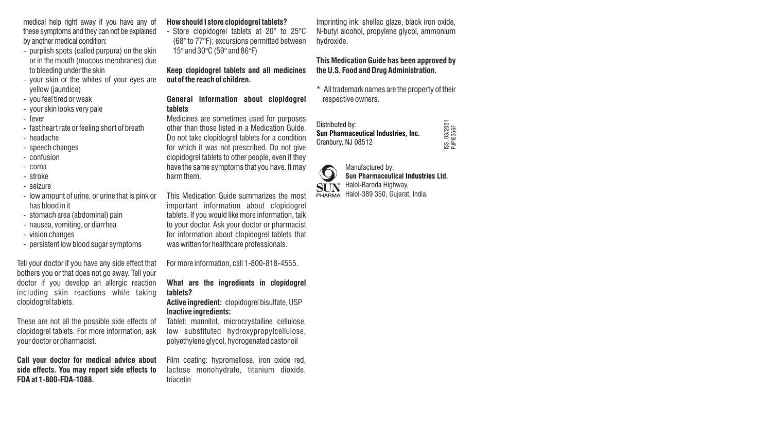medical help right away if you have any of these symptoms and they can not be explained by another medical condition:

- purplish spots (called purpura) on the skin or in the mouth (mucous membranes) due to bleeding under the skin
- your skin or the whites of your eyes are yellow (jaundice)
- you feel tired or weak
- your skin looks very pale
- fever
- fast heart rate or feeling short of breath
- headache
- speech changes
- confusion
- coma
- stroke
- seizure
- low amount of urine, or urine that is pink or has blood in it
- stomach area (abdominal) pain
- nausea, vomiting, or diarrhea
- vision changes
- persistent low blood sugar symptoms

Tell your doctor if you have any side effect that bothers you or that does not go away. Tell your doctor if you develop an allergic reaction including skin reactions while taking clopidogrel tablets.

These are not all the possible side effects of clopidogrel tablets. For more information, ask your doctor or pharmacist.

**Call your doctor for medical advice about side effects. You may report side effects to FDA at 1-800-FDA-1088.**

**How should I store clopidogrel tablets?**

- Store clopidogrel tablets at 20° to 25°C (68° to 77°F); excursions permitted between 15° and 30°C (59° and 86°F)

**Keep clopidogrel tablets and all medicines out of the reach of children.**

**General information about clopidogrel tablets**

Medicines are sometimes used for purposes other than those listed in a Medication Guide. Do not take clopidogrel tablets for a condition for which it was not prescribed. Do not give clopidogrel tablets to other people, even if they have the same symptoms that you have. It may harm them.

This Medication Guide summarizes the most important information about clopidogrel tablets. If you would like more information, talk to your doctor. Ask your doctor or pharmacist for information about clopidogrel tablets that was written for healthcare professionals.

For more information, call 1-800-818-4555.

**What are the ingredients in clopidogrel tablets?**

**Active ingredient:** clopidogrel bisulfate, USP

**Inactive ingredients:**

Tablet: mannitol, microcrystalline cellulose, low substituted hydroxypropylcellulose, polyethylene glycol, hydrogenated castor oil

Film coating: hypromellose, iron oxide red, lactose monohydrate, titanium dioxide, triacetin

Imprinting ink: shellac glaze, black iron oxide, N-butyl alcohol, propylene glycol, ammonium hydroxide.

**This Medication Guide has been approved by the U.S. Food and Drug Administration.**

\* All trademark names are the property of their respective owners.

Distributed by:
**Sun Pharmaceutical Industries, Inc.**
Cranbury, NJ 08512

ISS. 03/2021
PJPI0356F

Manufactured by:
**Sun Pharmaceutical Industries Ltd.**
Halol-Baroda Highway,
Halol-389 350, Gujarat, India.